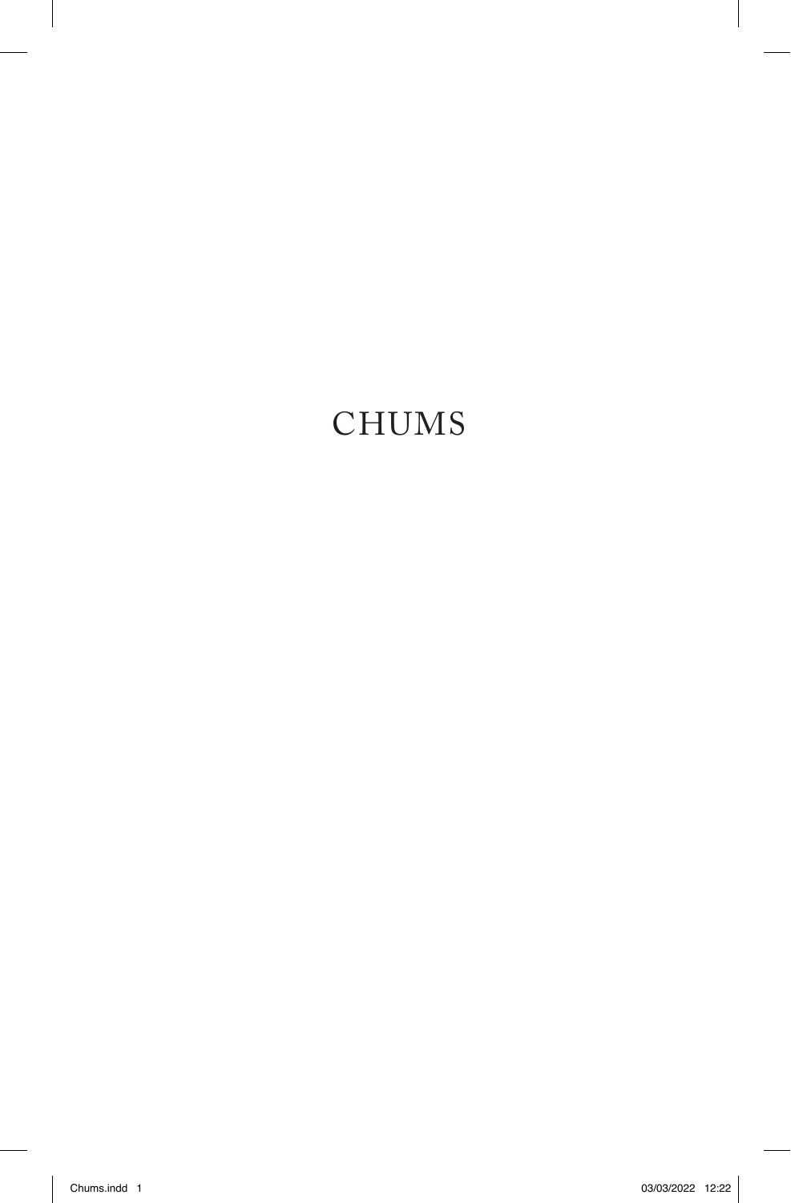# CHUMS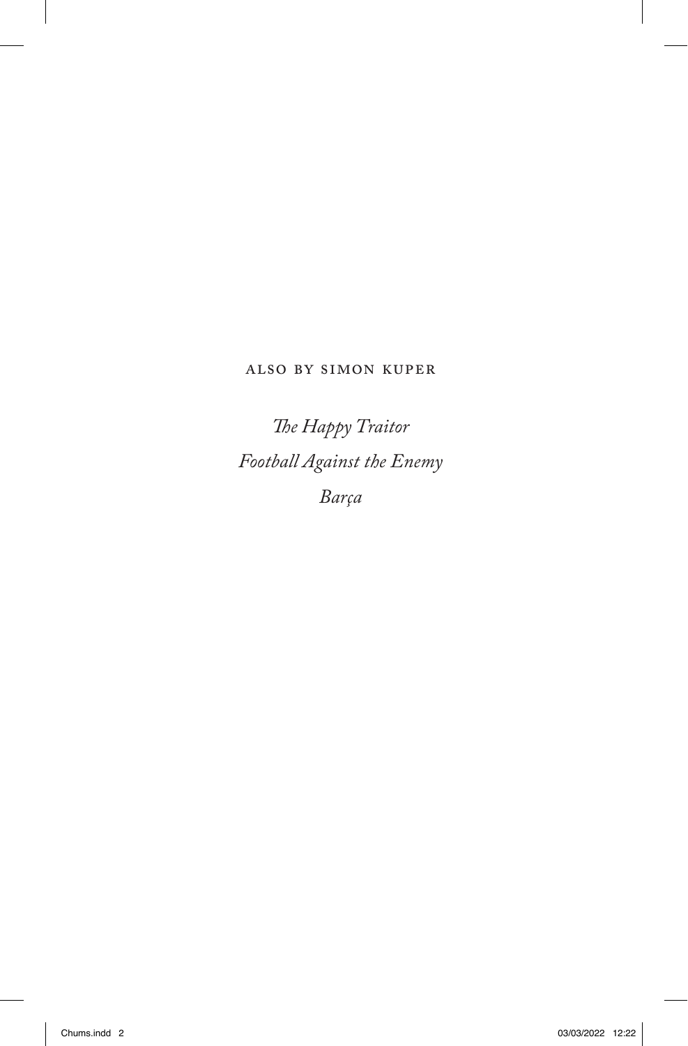ALSO BY SIMON KUPER

*The Happy Traitor*

*Football Against the Enemy*

*Barça*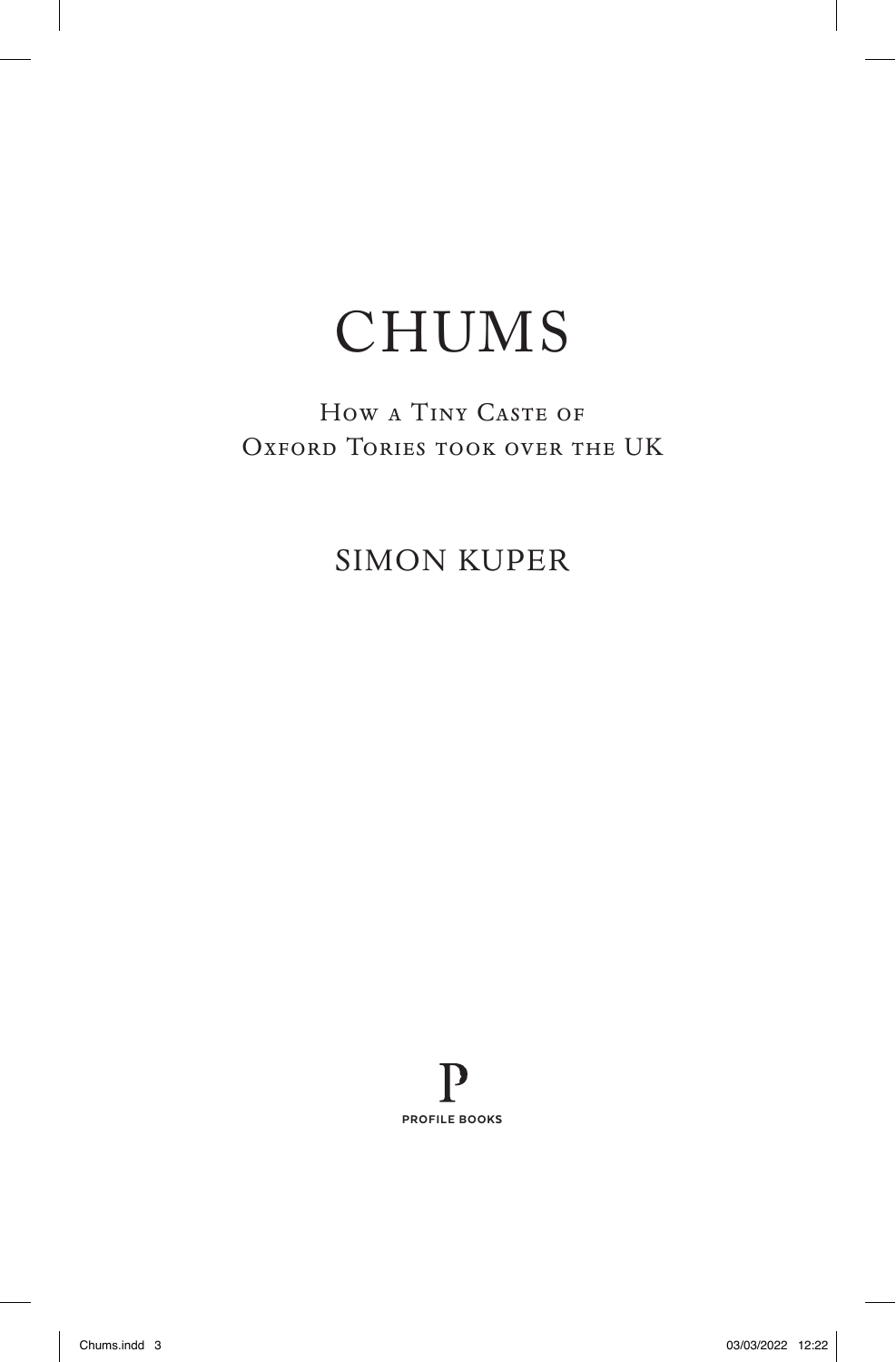# CHUMS

How a Tiny Caste of Oxford Tories took over the UK

SIMON KUPER

PROFILE BOOKS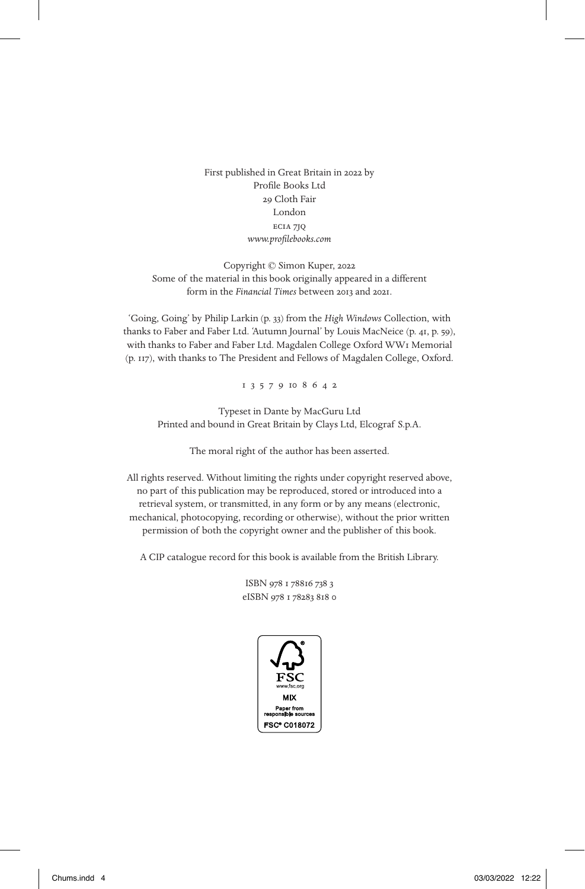First published in Great Britain in 2022 by
Profile Books Ltd
29 Cloth Fair
London
EC1A 7JQ
*www.profilebooks.com*

Copyright © Simon Kuper, 2022
Some of the material in this book originally appeared in a different form in the *Financial Times* between 2013 and 2021.

'Going, Going' by Philip Larkin (p. 33) from the *High Windows* Collection, with thanks to Faber and Faber Ltd. 'Autumn Journal' by Louis MacNeice (p. 41, p. 59), with thanks to Faber and Faber Ltd. Magdalen College Oxford WW1 Memorial (p. 117), with thanks to The President and Fellows of Magdalen College, Oxford.

1 3 5 7 9 10 8 6 4 2

Typeset in Dante by MacGuru Ltd
Printed and bound in Great Britain by Clays Ltd, Elcograf S.p.A.

The moral right of the author has been asserted.

All rights reserved. Without limiting the rights under copyright reserved above, no part of this publication may be reproduced, stored or introduced into a retrieval system, or transmitted, in any form or by any means (electronic, mechanical, photocopying, recording or otherwise), without the prior written permission of both the copyright owner and the publisher of this book.

A CIP catalogue record for this book is available from the British Library.

ISBN 978 1 78816 738 3
eISBN 978 1 78283 818 0

FSC
www.fsc.org
MIX
Paper from responsible sources
FSC® C018072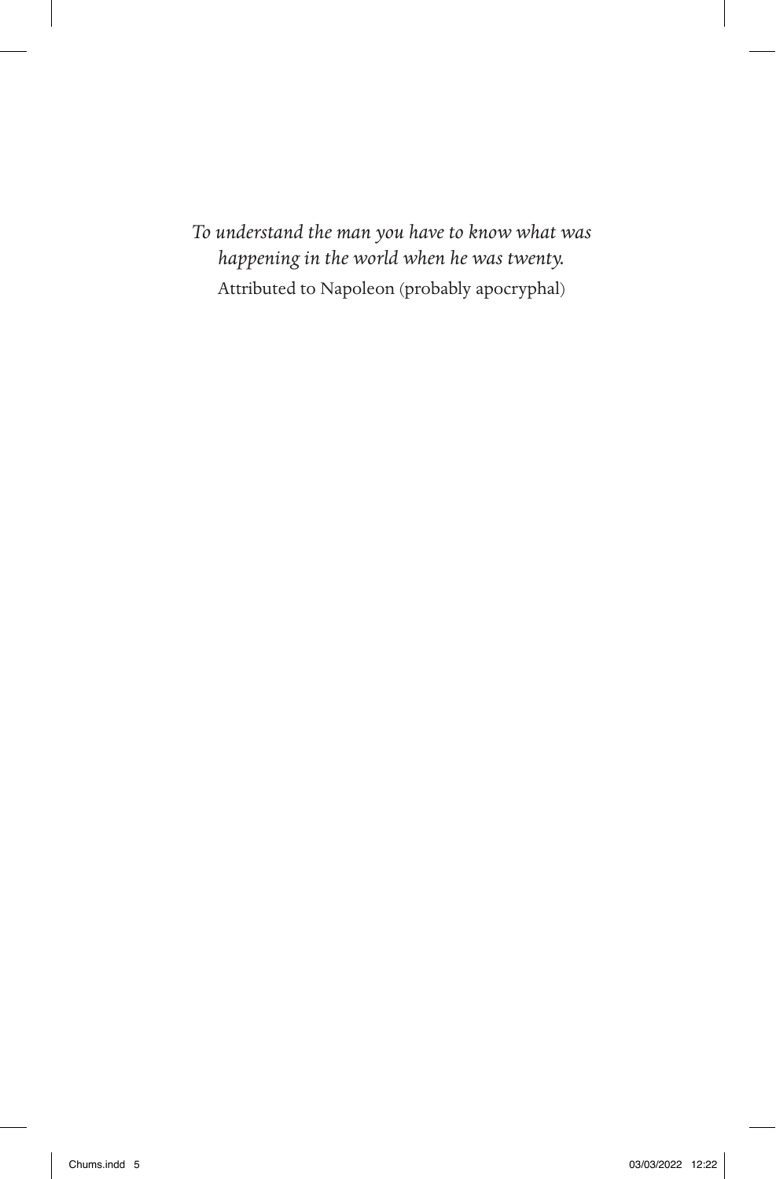*To understand the man you have to know what was happening in the world when he was twenty.*

Attributed to Napoleon (probably apocryphal)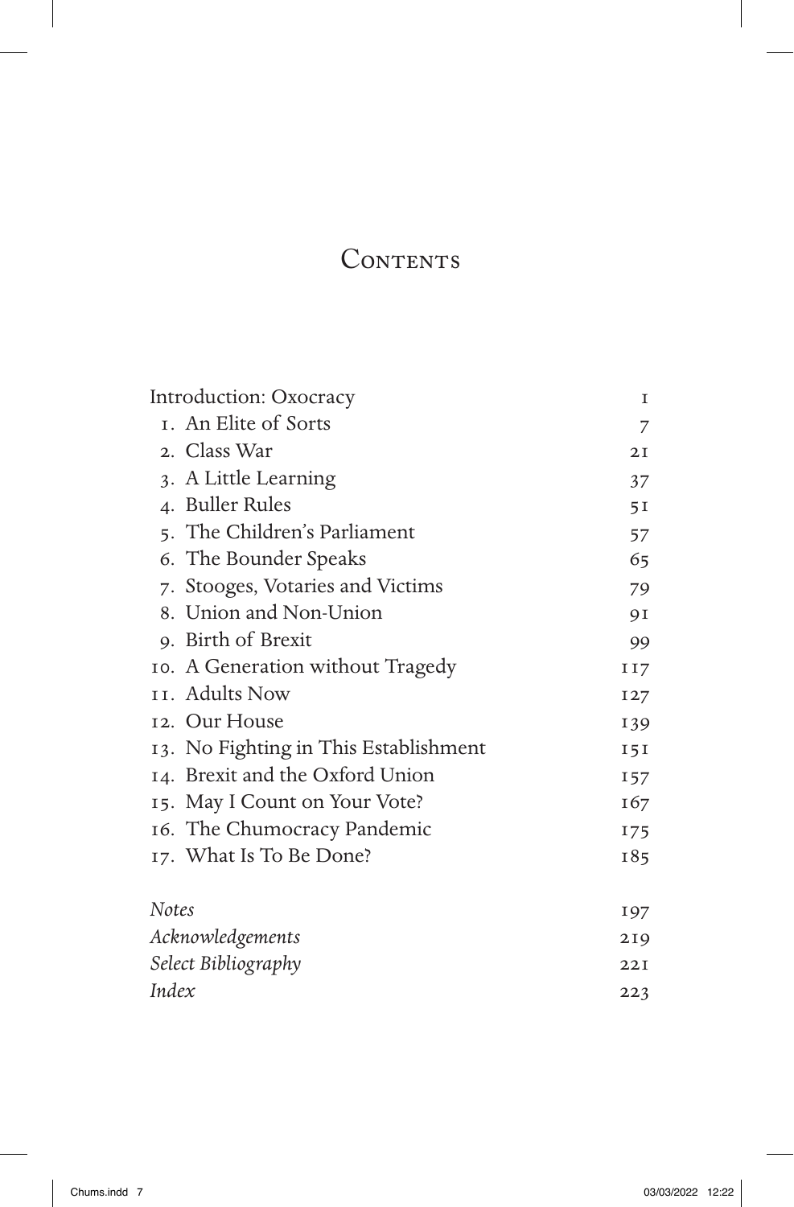# Contents

| | |
|---|---|
| Introduction: Oxocracy | 1 |
| 1. An Elite of Sorts | 7 |
| 2. Class War | 21 |
| 3. A Little Learning | 37 |
| 4. Buller Rules | 51 |
| 5. The Children's Parliament | 57 |
| 6. The Bounder Speaks | 65 |
| 7. Stooges, Votaries and Victims | 79 |
| 8. Union and Non-Union | 91 |
| 9. Birth of Brexit | 99 |
| 10. A Generation without Tragedy | 117 |
| 11. Adults Now | 127 |
| 12. Our House | 139 |
| 13. No Fighting in This Establishment | 151 |
| 14. Brexit and the Oxford Union | 157 |
| 15. May I Count on Your Vote? | 167 |
| 16. The Chumocracy Pandemic | 175 |
| 17. What Is To Be Done? | 185 |
| *Notes* | 197 |
| *Acknowledgements* | 219 |
| *Select Bibliography* | 221 |
| *Index* | 223 |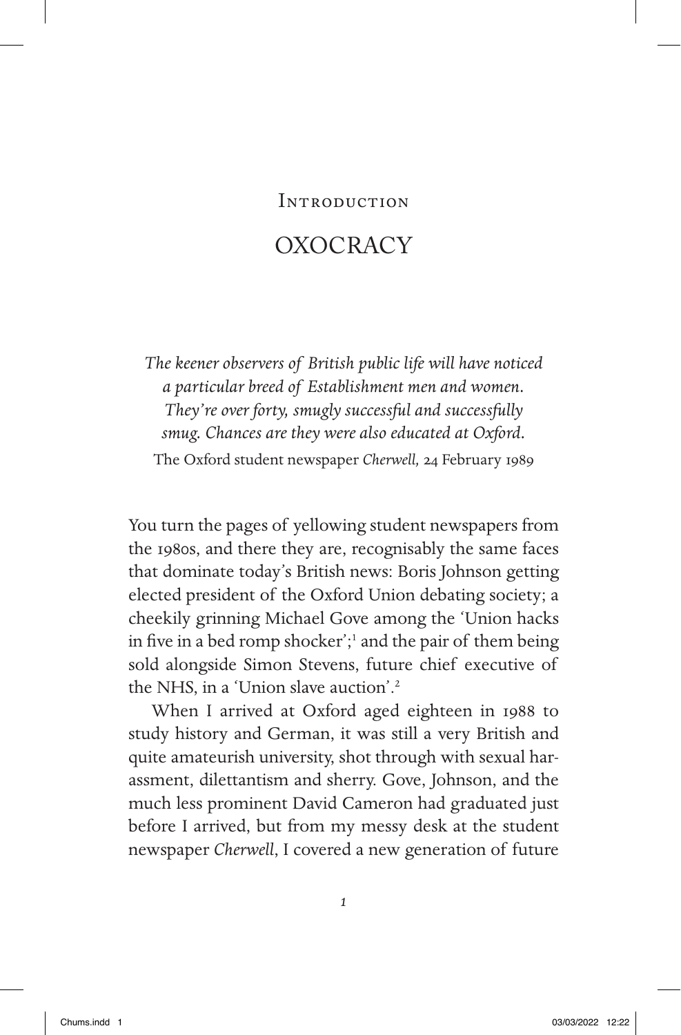Introduction

# OXOCRACY

*The keener observers of British public life will have noticed a particular breed of Establishment men and women. They're over forty, smugly successful and successfully smug. Chances are they were also educated at Oxford.*

The Oxford student newspaper *Cherwell*, 24 February 1989

You turn the pages of yellowing student newspapers from the 1980s, and there they are, recognisably the same faces that dominate today's British news: Boris Johnson getting elected president of the Oxford Union debating society; a cheekily grinning Michael Gove among the 'Union hacks in five in a bed romp shocker';[1] and the pair of them being sold alongside Simon Stevens, future chief executive of the NHS, in a 'Union slave auction'.[2]

When I arrived at Oxford aged eighteen in 1988 to study history and German, it was still a very British and quite amateurish university, shot through with sexual harassment, dilettantism and sherry. Gove, Johnson, and the much less prominent David Cameron had graduated just before I arrived, but from my messy desk at the student newspaper *Cherwell*, I covered a new generation of future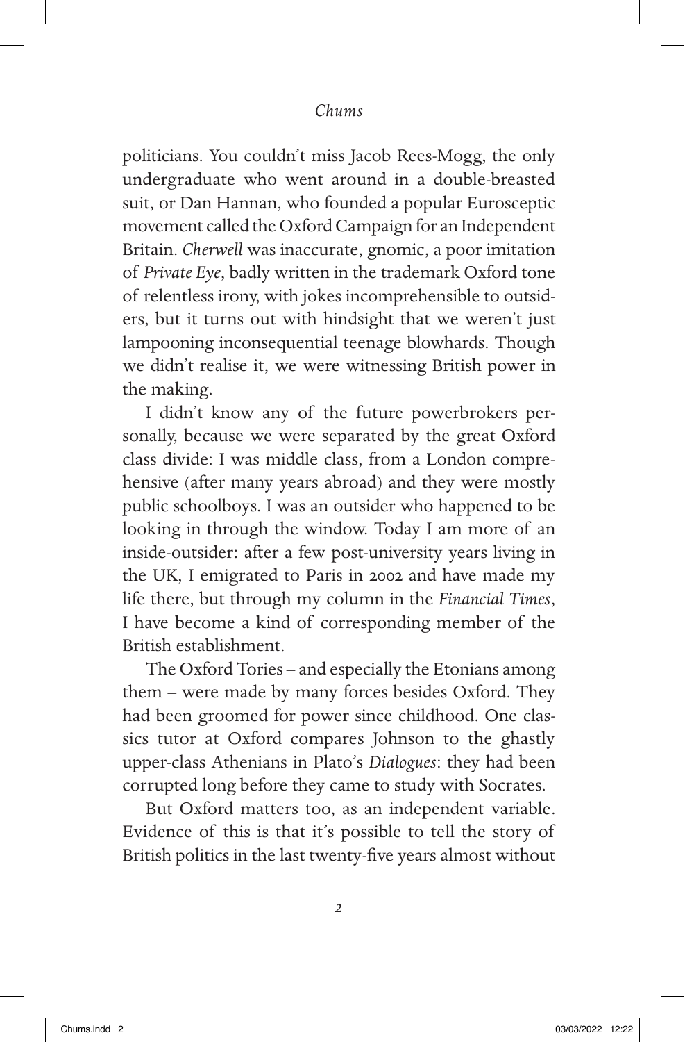politicians. You couldn't miss Jacob Rees-Mogg, the only undergraduate who went around in a double-breasted suit, or Dan Hannan, who founded a popular Eurosceptic movement called the Oxford Campaign for an Independent Britain. *Cherwell* was inaccurate, gnomic, a poor imitation of *Private Eye*, badly written in the trademark Oxford tone of relentless irony, with jokes incomprehensible to outsiders, but it turns out with hindsight that we weren't just lampooning inconsequential teenage blowhards. Though we didn't realise it, we were witnessing British power in the making.

I didn't know any of the future powerbrokers personally, because we were separated by the great Oxford class divide: I was middle class, from a London comprehensive (after many years abroad) and they were mostly public schoolboys. I was an outsider who happened to be looking in through the window. Today I am more of an inside-outsider: after a few post-university years living in the UK, I emigrated to Paris in 2002 and have made my life there, but through my column in the *Financial Times*, I have become a kind of corresponding member of the British establishment.

The Oxford Tories – and especially the Etonians among them – were made by many forces besides Oxford. They had been groomed for power since childhood. One classics tutor at Oxford compares Johnson to the ghastly upper-class Athenians in Plato's *Dialogues*: they had been corrupted long before they came to study with Socrates.

But Oxford matters too, as an independent variable. Evidence of this is that it's possible to tell the story of British politics in the last twenty-five years almost without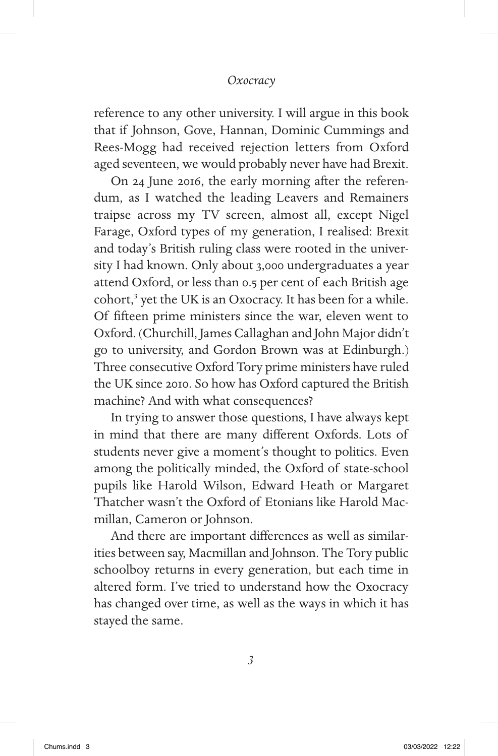reference to any other university. I will argue in this book that if Johnson, Gove, Hannan, Dominic Cummings and Rees-Mogg had received rejection letters from Oxford aged seventeen, we would probably never have had Brexit.

On 24 June 2016, the early morning after the referendum, as I watched the leading Leavers and Remainers traipse across my TV screen, almost all, except Nigel Farage, Oxford types of my generation, I realised: Brexit and today's British ruling class were rooted in the university I had known. Only about 3,000 undergraduates a year attend Oxford, or less than 0.5 per cent of each British age cohort,[3] yet the UK is an Oxocracy. It has been for a while. Of fifteen prime ministers since the war, eleven went to Oxford. (Churchill, James Callaghan and John Major didn't go to university, and Gordon Brown was at Edinburgh.) Three consecutive Oxford Tory prime ministers have ruled the UK since 2010. So how has Oxford captured the British machine? And with what consequences?

In trying to answer those questions, I have always kept in mind that there are many different Oxfords. Lots of students never give a moment's thought to politics. Even among the politically minded, the Oxford of state-school pupils like Harold Wilson, Edward Heath or Margaret Thatcher wasn't the Oxford of Etonians like Harold Macmillan, Cameron or Johnson.

And there are important differences as well as similarities between say, Macmillan and Johnson. The Tory public schoolboy returns in every generation, but each time in altered form. I've tried to understand how the Oxocracy has changed over time, as well as the ways in which it has stayed the same.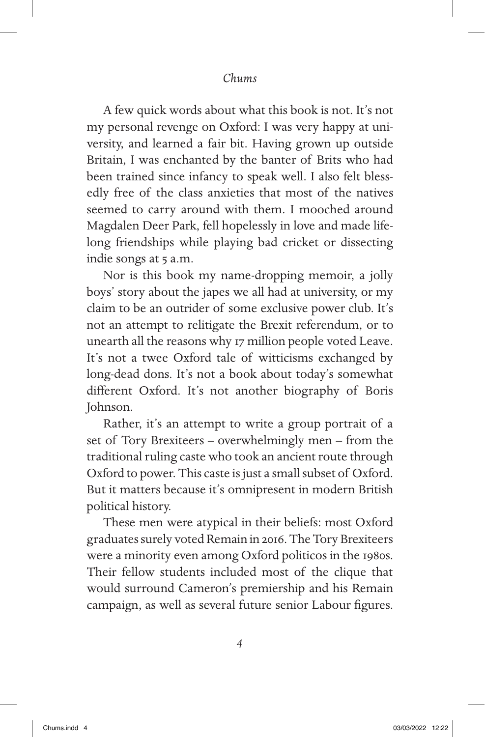A few quick words about what this book is not. It's not my personal revenge on Oxford: I was very happy at university, and learned a fair bit. Having grown up outside Britain, I was enchanted by the banter of Brits who had been trained since infancy to speak well. I also felt blessedly free of the class anxieties that most of the natives seemed to carry around with them. I mooched around Magdalen Deer Park, fell hopelessly in love and made lifelong friendships while playing bad cricket or dissecting indie songs at 5 a.m.

Nor is this book my name-dropping memoir, a jolly boys' story about the japes we all had at university, or my claim to be an outrider of some exclusive power club. It's not an attempt to relitigate the Brexit referendum, or to unearth all the reasons why 17 million people voted Leave. It's not a twee Oxford tale of witticisms exchanged by long-dead dons. It's not a book about today's somewhat different Oxford. It's not another biography of Boris Johnson.

Rather, it's an attempt to write a group portrait of a set of Tory Brexiteers – overwhelmingly men – from the traditional ruling caste who took an ancient route through Oxford to power. This caste is just a small subset of Oxford. But it matters because it's omnipresent in modern British political history.

These men were atypical in their beliefs: most Oxford graduates surely voted Remain in 2016. The Tory Brexiteers were a minority even among Oxford politicos in the 1980s. Their fellow students included most of the clique that would surround Cameron's premiership and his Remain campaign, as well as several future senior Labour figures.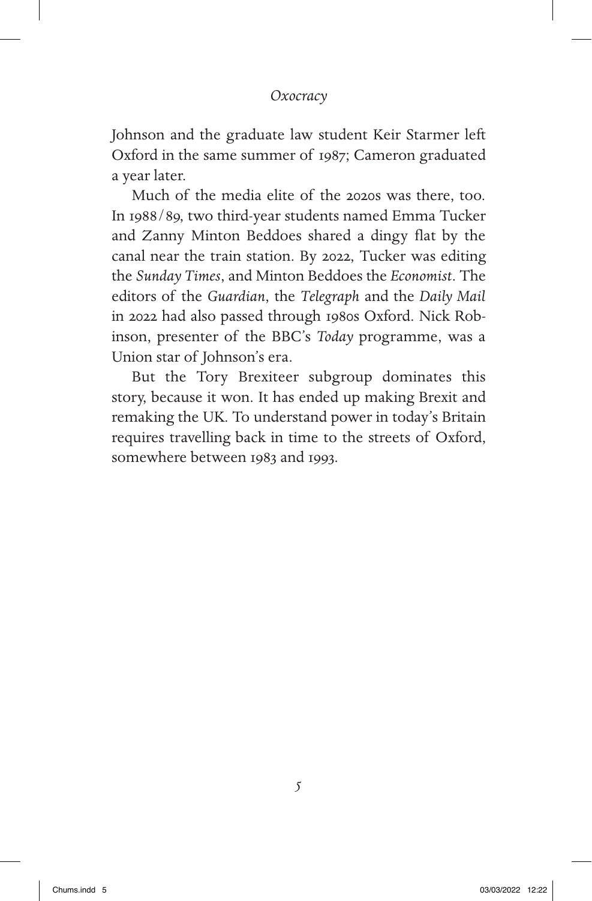Johnson and the graduate law student Keir Starmer left Oxford in the same summer of 1987; Cameron graduated a year later.

Much of the media elite of the 2020s was there, too. In 1988/89, two third-year students named Emma Tucker and Zanny Minton Beddoes shared a dingy flat by the canal near the train station. By 2022, Tucker was editing the *Sunday Times*, and Minton Beddoes the *Economist*. The editors of the *Guardian*, the *Telegraph* and the *Daily Mail* in 2022 had also passed through 1980s Oxford. Nick Robinson, presenter of the BBC's *Today* programme, was a Union star of Johnson's era.

But the Tory Brexiteer subgroup dominates this story, because it won. It has ended up making Brexit and remaking the UK. To understand power in today's Britain requires travelling back in time to the streets of Oxford, somewhere between 1983 and 1993.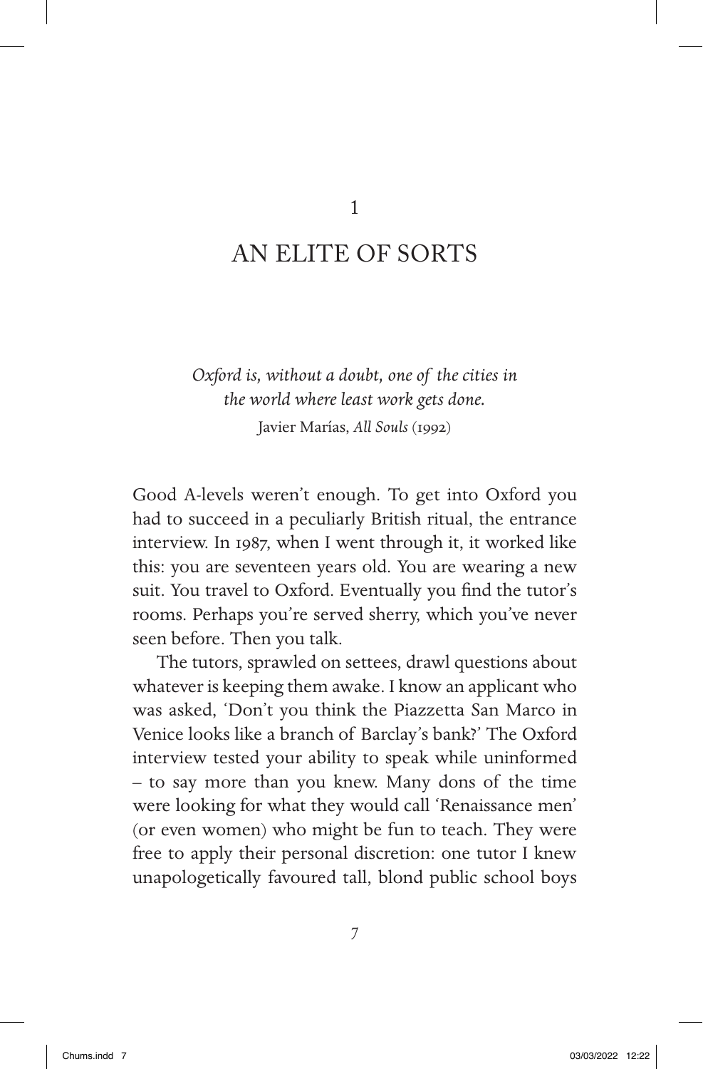# 1

# AN ELITE OF SORTS

*Oxford is, without a doubt, one of the cities in the world where least work gets done.*
Javier Marías, *All Souls* (1992)

Good A-levels weren't enough. To get into Oxford you had to succeed in a peculiarly British ritual, the entrance interview. In 1987, when I went through it, it worked like this: you are seventeen years old. You are wearing a new suit. You travel to Oxford. Eventually you find the tutor's rooms. Perhaps you're served sherry, which you've never seen before. Then you talk.

The tutors, sprawled on settees, drawl questions about whatever is keeping them awake. I know an applicant who was asked, 'Don't you think the Piazzetta San Marco in Venice looks like a branch of Barclay's bank?' The Oxford interview tested your ability to speak while uninformed – to say more than you knew. Many dons of the time were looking for what they would call 'Renaissance men' (or even women) who might be fun to teach. They were free to apply their personal discretion: one tutor I knew unapologetically favoured tall, blond public school boys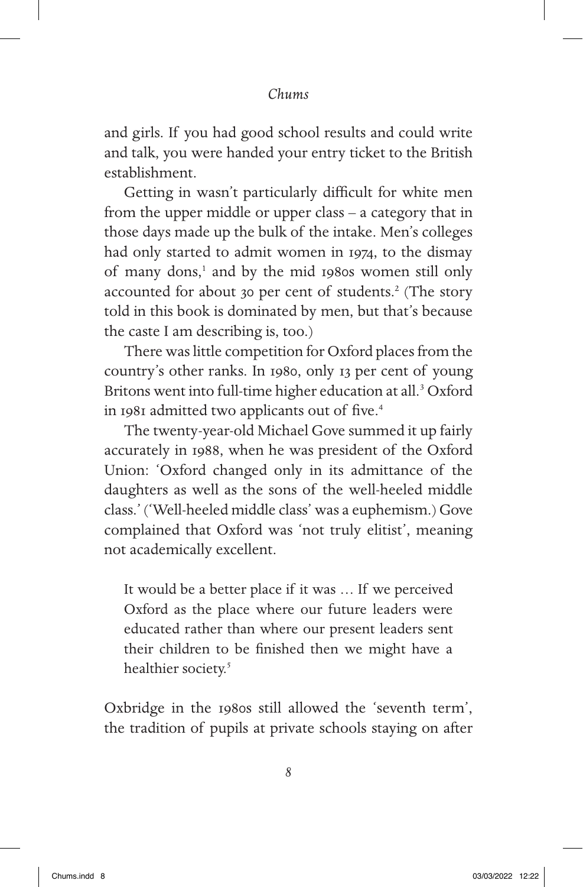and girls. If you had good school results and could write and talk, you were handed your entry ticket to the British establishment.

Getting in wasn't particularly difficult for white men from the upper middle or upper class – a category that in those days made up the bulk of the intake. Men's colleges had only started to admit women in 1974, to the dismay of many dons,[1] and by the mid 1980s women still only accounted for about 30 per cent of students.[2] (The story told in this book is dominated by men, but that's because the caste I am describing is, too.)

There was little competition for Oxford places from the country's other ranks. In 1980, only 13 per cent of young Britons went into full-time higher education at all.[3] Oxford in 1981 admitted two applicants out of five.[4]

The twenty-year-old Michael Gove summed it up fairly accurately in 1988, when he was president of the Oxford Union: 'Oxford changed only in its admittance of the daughters as well as the sons of the well-heeled middle class.' ('Well-heeled middle class' was a euphemism.) Gove complained that Oxford was 'not truly elitist', meaning not academically excellent.

> It would be a better place if it was … If we perceived Oxford as the place where our future leaders were educated rather than where our present leaders sent their children to be finished then we might have a healthier society.[5]

Oxbridge in the 1980s still allowed the 'seventh term', the tradition of pupils at private schools staying on after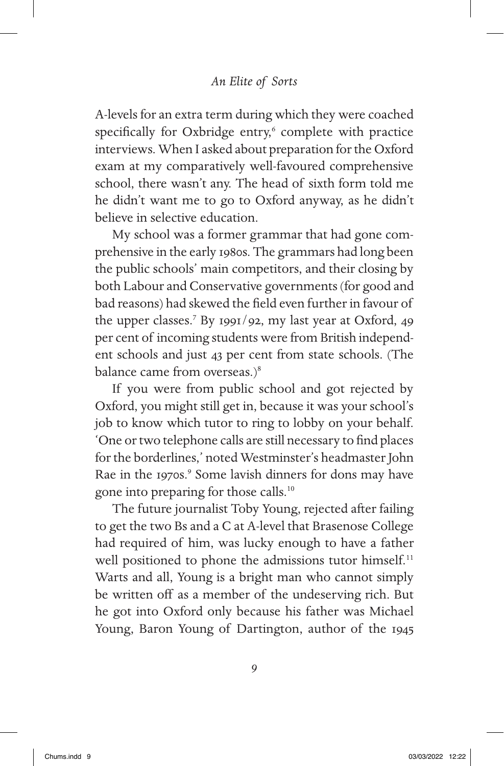A-levels for an extra term during which they were coached specifically for Oxbridge entry,[6] complete with practice interviews. When I asked about preparation for the Oxford exam at my comparatively well-favoured comprehensive school, there wasn't any. The head of sixth form told me he didn't want me to go to Oxford anyway, as he didn't believe in selective education.

My school was a former grammar that had gone comprehensive in the early 1980s. The grammars had long been the public schools' main competitors, and their closing by both Labour and Conservative governments (for good and bad reasons) had skewed the field even further in favour of the upper classes.[7] By 1991/92, my last year at Oxford, 49 per cent of incoming students were from British independent schools and just 43 per cent from state schools. (The balance came from overseas.)[8]

If you were from public school and got rejected by Oxford, you might still get in, because it was your school's job to know which tutor to ring to lobby on your behalf. 'One or two telephone calls are still necessary to find places for the borderlines,' noted Westminster's headmaster John Rae in the 1970s.[9] Some lavish dinners for dons may have gone into preparing for those calls.[10]

The future journalist Toby Young, rejected after failing to get the two Bs and a C at A-level that Brasenose College had required of him, was lucky enough to have a father well positioned to phone the admissions tutor himself.[11] Warts and all, Young is a bright man who cannot simply be written off as a member of the undeserving rich. But he got into Oxford only because his father was Michael Young, Baron Young of Dartington, author of the 1945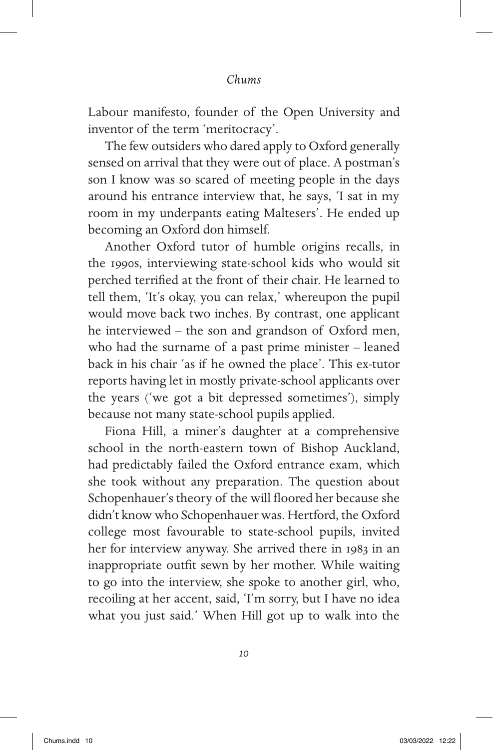Labour manifesto, founder of the Open University and inventor of the term 'meritocracy'.

The few outsiders who dared apply to Oxford generally sensed on arrival that they were out of place. A postman's son I know was so scared of meeting people in the days around his entrance interview that, he says, 'I sat in my room in my underpants eating Maltesers'. He ended up becoming an Oxford don himself.

Another Oxford tutor of humble origins recalls, in the 1990s, interviewing state-school kids who would sit perched terrified at the front of their chair. He learned to tell them, 'It's okay, you can relax,' whereupon the pupil would move back two inches. By contrast, one applicant he interviewed – the son and grandson of Oxford men, who had the surname of a past prime minister – leaned back in his chair 'as if he owned the place'. This ex-tutor reports having let in mostly private-school applicants over the years ('we got a bit depressed sometimes'), simply because not many state-school pupils applied.

Fiona Hill, a miner's daughter at a comprehensive school in the north-eastern town of Bishop Auckland, had predictably failed the Oxford entrance exam, which she took without any preparation. The question about Schopenhauer's theory of the will floored her because she didn't know who Schopenhauer was. Hertford, the Oxford college most favourable to state-school pupils, invited her for interview anyway. She arrived there in 1983 in an inappropriate outfit sewn by her mother. While waiting to go into the interview, she spoke to another girl, who, recoiling at her accent, said, 'I'm sorry, but I have no idea what you just said.' When Hill got up to walk into the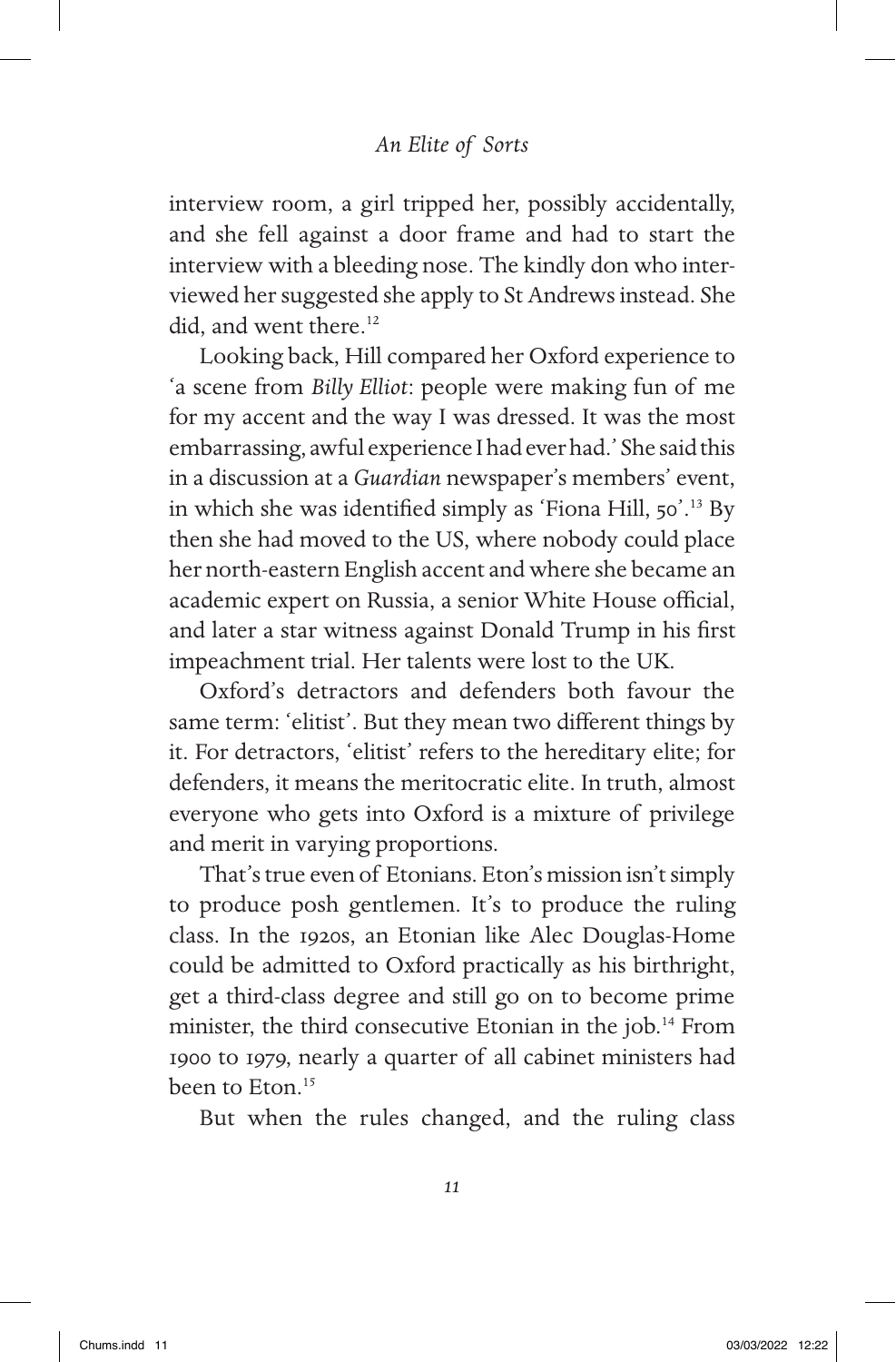interview room, a girl tripped her, possibly accidentally, and she fell against a door frame and had to start the interview with a bleeding nose. The kindly don who interviewed her suggested she apply to St Andrews instead. She did, and went there.[12]

Looking back, Hill compared her Oxford experience to 'a scene from *Billy Elliot*: people were making fun of me for my accent and the way I was dressed. It was the most embarrassing, awful experience I had ever had.' She said this in a discussion at a *Guardian* newspaper's members' event, in which she was identified simply as 'Fiona Hill, 50'.[13] By then she had moved to the US, where nobody could place her north-eastern English accent and where she became an academic expert on Russia, a senior White House official, and later a star witness against Donald Trump in his first impeachment trial. Her talents were lost to the UK.

Oxford's detractors and defenders both favour the same term: 'elitist'. But they mean two different things by it. For detractors, 'elitist' refers to the hereditary elite; for defenders, it means the meritocratic elite. In truth, almost everyone who gets into Oxford is a mixture of privilege and merit in varying proportions.

That's true even of Etonians. Eton's mission isn't simply to produce posh gentlemen. It's to produce the ruling class. In the 1920s, an Etonian like Alec Douglas-Home could be admitted to Oxford practically as his birthright, get a third-class degree and still go on to become prime minister, the third consecutive Etonian in the job.[14] From 1900 to 1979, nearly a quarter of all cabinet ministers had been to Eton.[15]

But when the rules changed, and the ruling class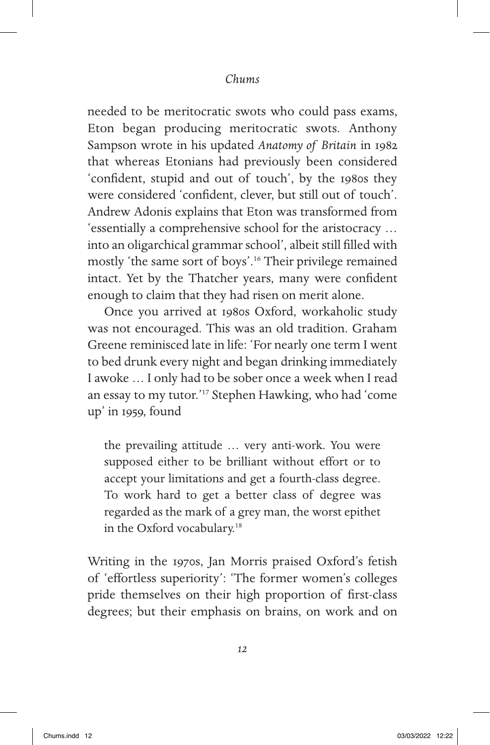needed to be meritocratic swots who could pass exams, Eton began producing meritocratic swots. Anthony Sampson wrote in his updated *Anatomy of Britain* in 1982 that whereas Etonians had previously been considered 'confident, stupid and out of touch', by the 1980s they were considered 'confident, clever, but still out of touch'. Andrew Adonis explains that Eton was transformed from 'essentially a comprehensive school for the aristocracy … into an oligarchical grammar school', albeit still filled with mostly 'the same sort of boys'.[16] Their privilege remained intact. Yet by the Thatcher years, many were confident enough to claim that they had risen on merit alone.

Once you arrived at 1980s Oxford, workaholic study was not encouraged. This was an old tradition. Graham Greene reminisced late in life: 'For nearly one term I went to bed drunk every night and began drinking immediately I awoke … I only had to be sober once a week when I read an essay to my tutor.'[17] Stephen Hawking, who had 'come up' in 1959, found

> the prevailing attitude … very anti-work. You were supposed either to be brilliant without effort or to accept your limitations and get a fourth-class degree. To work hard to get a better class of degree was regarded as the mark of a grey man, the worst epithet in the Oxford vocabulary.[18]

Writing in the 1970s, Jan Morris praised Oxford's fetish of 'effortless superiority': 'The former women's colleges pride themselves on their high proportion of first-class degrees; but their emphasis on brains, on work and on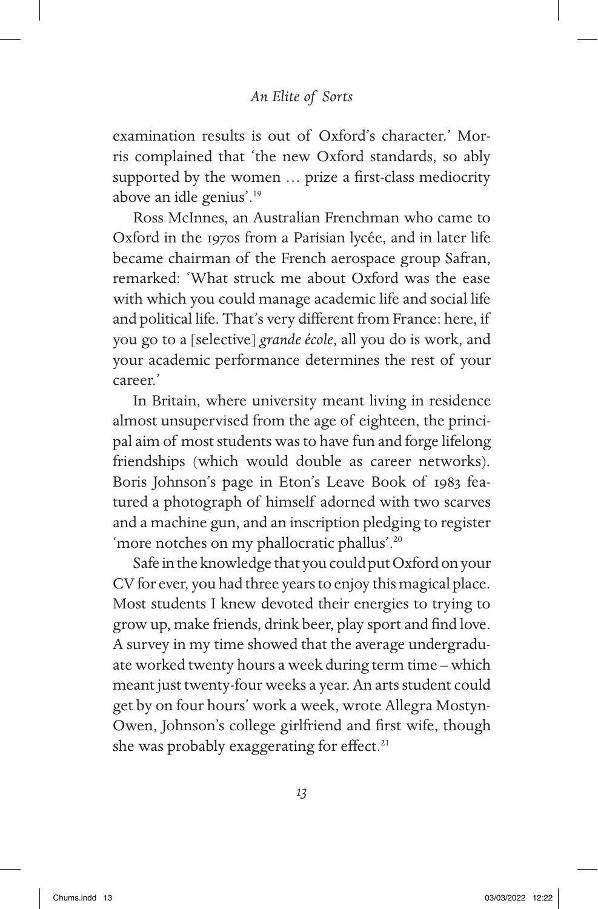examination results is out of Oxford's character.' Morris complained that 'the new Oxford standards, so ably supported by the women … prize a first-class mediocrity above an idle genius'.[19]

Ross McInnes, an Australian Frenchman who came to Oxford in the 1970s from a Parisian lycée, and in later life became chairman of the French aerospace group Safran, remarked: 'What struck me about Oxford was the ease with which you could manage academic life and social life and political life. That's very different from France: here, if you go to a [selective] *grande école*, all you do is work, and your academic performance determines the rest of your career.'

In Britain, where university meant living in residence almost unsupervised from the age of eighteen, the principal aim of most students was to have fun and forge lifelong friendships (which would double as career networks). Boris Johnson's page in Eton's Leave Book of 1983 featured a photograph of himself adorned with two scarves and a machine gun, and an inscription pledging to register 'more notches on my phallocratic phallus'.[20]

Safe in the knowledge that you could put Oxford on your CV for ever, you had three years to enjoy this magical place. Most students I knew devoted their energies to trying to grow up, make friends, drink beer, play sport and find love. A survey in my time showed that the average undergraduate worked twenty hours a week during term time – which meant just twenty-four weeks a year. An arts student could get by on four hours' work a week, wrote Allegra Mostyn-Owen, Johnson's college girlfriend and first wife, though she was probably exaggerating for effect.[21]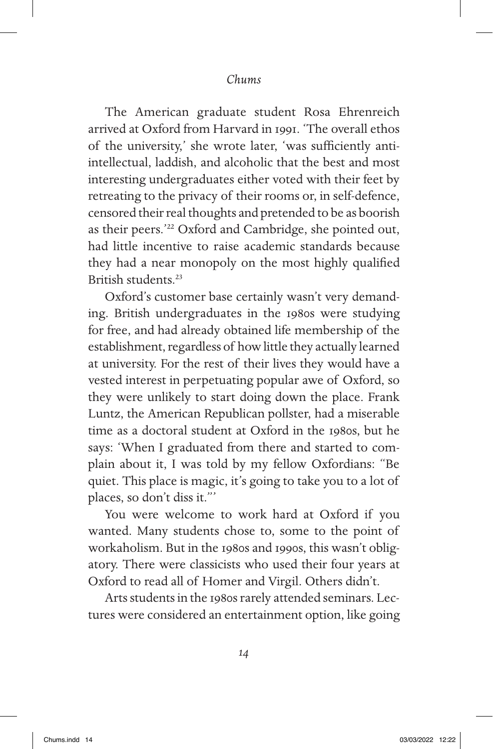The American graduate student Rosa Ehrenreich arrived at Oxford from Harvard in 1991. 'The overall ethos of the university,' she wrote later, 'was sufficiently anti-intellectual, laddish, and alcoholic that the best and most interesting undergraduates either voted with their feet by retreating to the privacy of their rooms or, in self-defence, censored their real thoughts and pretended to be as boorish as their peers.'[22] Oxford and Cambridge, she pointed out, had little incentive to raise academic standards because they had a near monopoly on the most highly qualified British students.[23]

Oxford's customer base certainly wasn't very demanding. British undergraduates in the 1980s were studying for free, and had already obtained life membership of the establishment, regardless of how little they actually learned at university. For the rest of their lives they would have a vested interest in perpetuating popular awe of Oxford, so they were unlikely to start doing down the place. Frank Luntz, the American Republican pollster, had a miserable time as a doctoral student at Oxford in the 1980s, but he says: 'When I graduated from there and started to complain about it, I was told by my fellow Oxfordians: "Be quiet. This place is magic, it's going to take you to a lot of places, so don't diss it."'

You were welcome to work hard at Oxford if you wanted. Many students chose to, some to the point of workaholism. But in the 1980s and 1990s, this wasn't obligatory. There were classicists who used their four years at Oxford to read all of Homer and Virgil. Others didn't.

Arts students in the 1980s rarely attended seminars. Lectures were considered an entertainment option, like going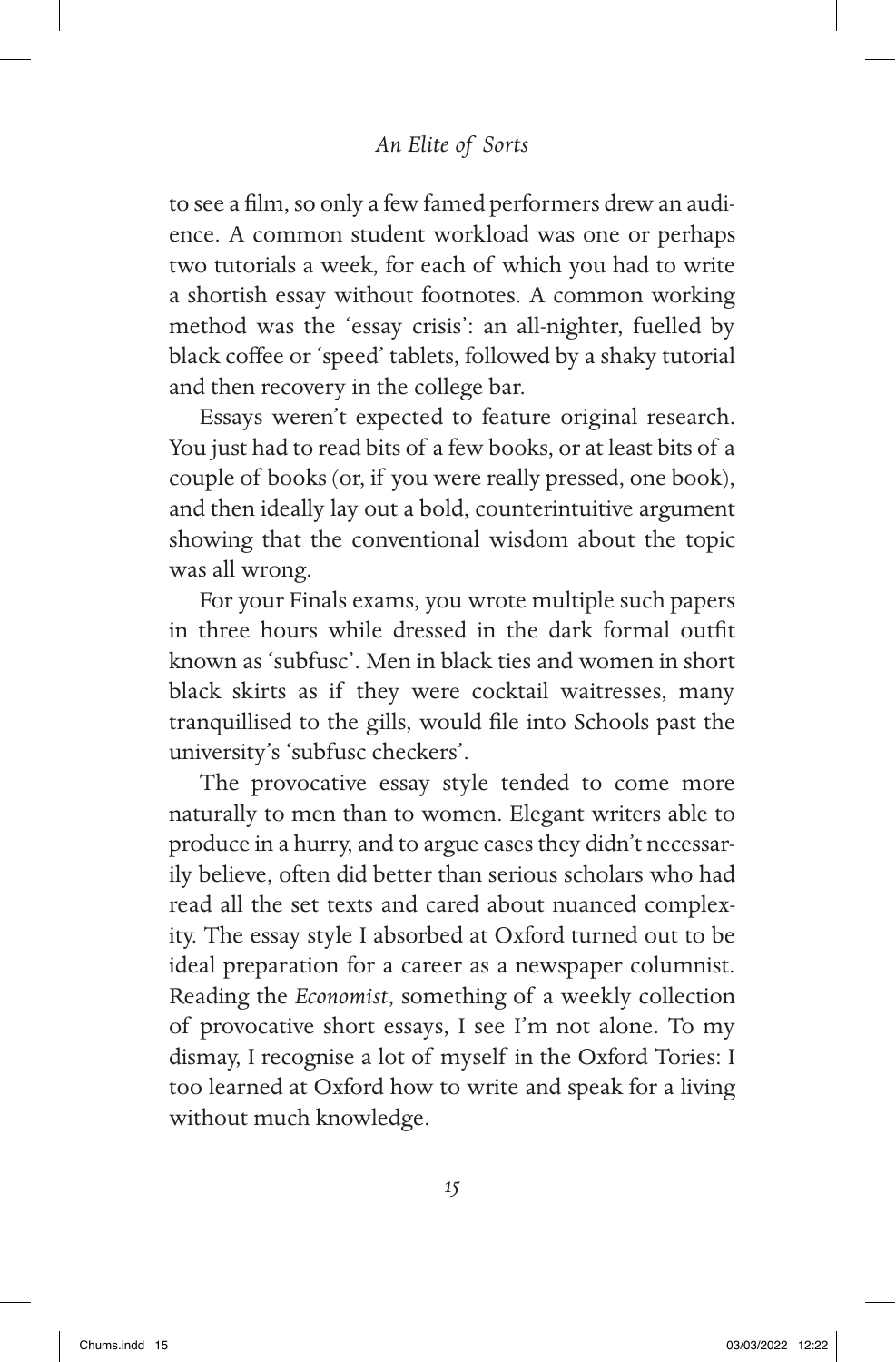to see a film, so only a few famed performers drew an audience. A common student workload was one or perhaps two tutorials a week, for each of which you had to write a shortish essay without footnotes. A common working method was the 'essay crisis': an all-nighter, fuelled by black coffee or 'speed' tablets, followed by a shaky tutorial and then recovery in the college bar.

Essays weren't expected to feature original research. You just had to read bits of a few books, or at least bits of a couple of books (or, if you were really pressed, one book), and then ideally lay out a bold, counterintuitive argument showing that the conventional wisdom about the topic was all wrong.

For your Finals exams, you wrote multiple such papers in three hours while dressed in the dark formal outfit known as 'subfusc'. Men in black ties and women in short black skirts as if they were cocktail waitresses, many tranquillised to the gills, would file into Schools past the university's 'subfusc checkers'.

The provocative essay style tended to come more naturally to men than to women. Elegant writers able to produce in a hurry, and to argue cases they didn't necessarily believe, often did better than serious scholars who had read all the set texts and cared about nuanced complexity. The essay style I absorbed at Oxford turned out to be ideal preparation for a career as a newspaper columnist. Reading the *Economist*, something of a weekly collection of provocative short essays, I see I'm not alone. To my dismay, I recognise a lot of myself in the Oxford Tories: I too learned at Oxford how to write and speak for a living without much knowledge.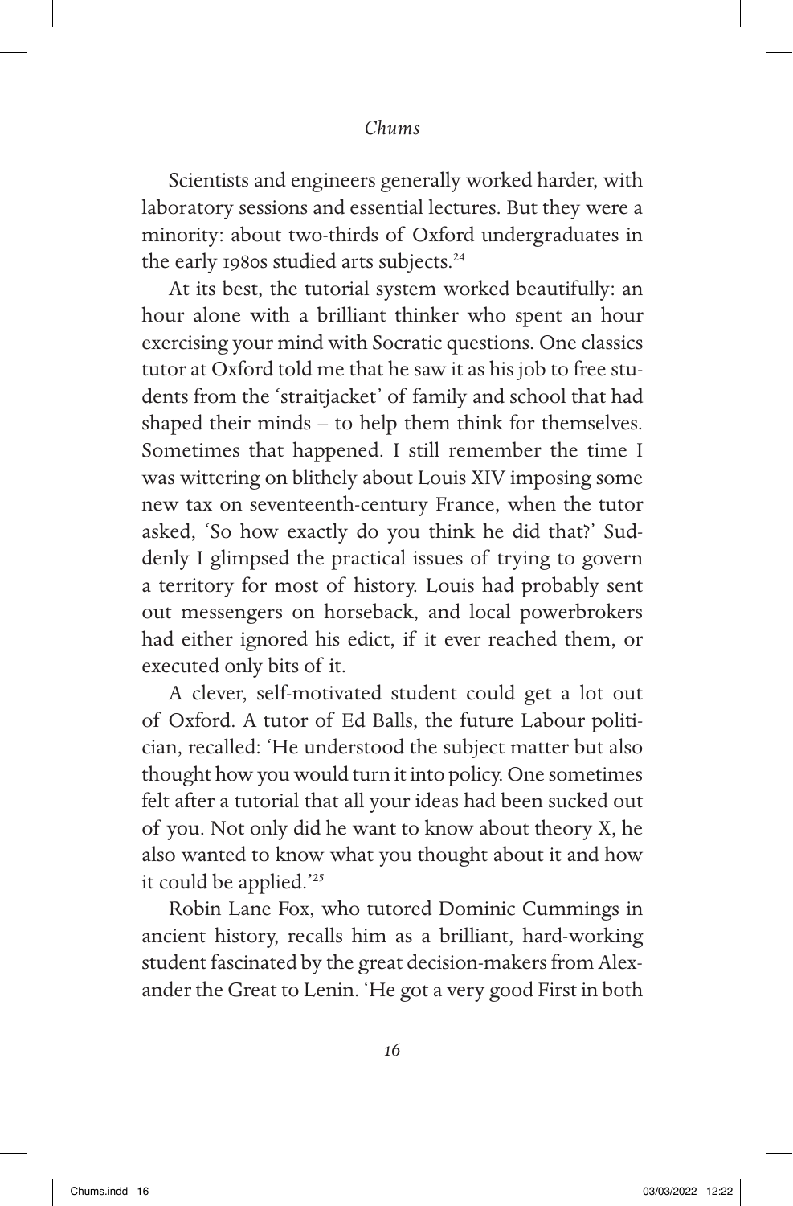Scientists and engineers generally worked harder, with laboratory sessions and essential lectures. But they were a minority: about two-thirds of Oxford undergraduates in the early 1980s studied arts subjects.[24]

At its best, the tutorial system worked beautifully: an hour alone with a brilliant thinker who spent an hour exercising your mind with Socratic questions. One classics tutor at Oxford told me that he saw it as his job to free students from the 'straitjacket' of family and school that had shaped their minds – to help them think for themselves. Sometimes that happened. I still remember the time I was wittering on blithely about Louis XIV imposing some new tax on seventeenth-century France, when the tutor asked, 'So how exactly do you think he did that?' Suddenly I glimpsed the practical issues of trying to govern a territory for most of history. Louis had probably sent out messengers on horseback, and local powerbrokers had either ignored his edict, if it ever reached them, or executed only bits of it.

A clever, self-motivated student could get a lot out of Oxford. A tutor of Ed Balls, the future Labour politician, recalled: 'He understood the subject matter but also thought how you would turn it into policy. One sometimes felt after a tutorial that all your ideas had been sucked out of you. Not only did he want to know about theory X, he also wanted to know what you thought about it and how it could be applied.'[25]

Robin Lane Fox, who tutored Dominic Cummings in ancient history, recalls him as a brilliant, hard-working student fascinated by the great decision-makers from Alexander the Great to Lenin. 'He got a very good First in both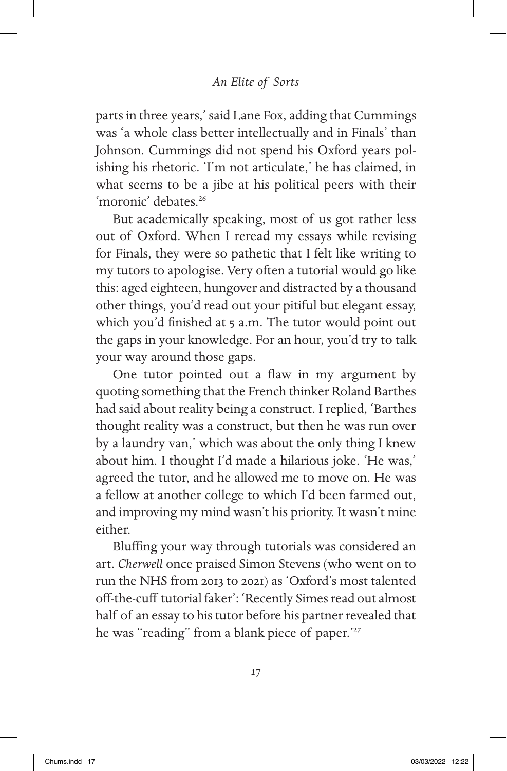parts in three years,' said Lane Fox, adding that Cummings was 'a whole class better intellectually and in Finals' than Johnson. Cummings did not spend his Oxford years polishing his rhetoric. 'I'm not articulate,' he has claimed, in what seems to be a jibe at his political peers with their 'moronic' debates.[26]

But academically speaking, most of us got rather less out of Oxford. When I reread my essays while revising for Finals, they were so pathetic that I felt like writing to my tutors to apologise. Very often a tutorial would go like this: aged eighteen, hungover and distracted by a thousand other things, you'd read out your pitiful but elegant essay, which you'd finished at 5 a.m. The tutor would point out the gaps in your knowledge. For an hour, you'd try to talk your way around those gaps.

One tutor pointed out a flaw in my argument by quoting something that the French thinker Roland Barthes had said about reality being a construct. I replied, 'Barthes thought reality was a construct, but then he was run over by a laundry van,' which was about the only thing I knew about him. I thought I'd made a hilarious joke. 'He was,' agreed the tutor, and he allowed me to move on. He was a fellow at another college to which I'd been farmed out, and improving my mind wasn't his priority. It wasn't mine either.

Bluffing your way through tutorials was considered an art. *Cherwell* once praised Simon Stevens (who went on to run the NHS from 2013 to 2021) as 'Oxford's most talented off-the-cuff tutorial faker': 'Recently Simes read out almost half of an essay to his tutor before his partner revealed that he was "reading" from a blank piece of paper.'[27]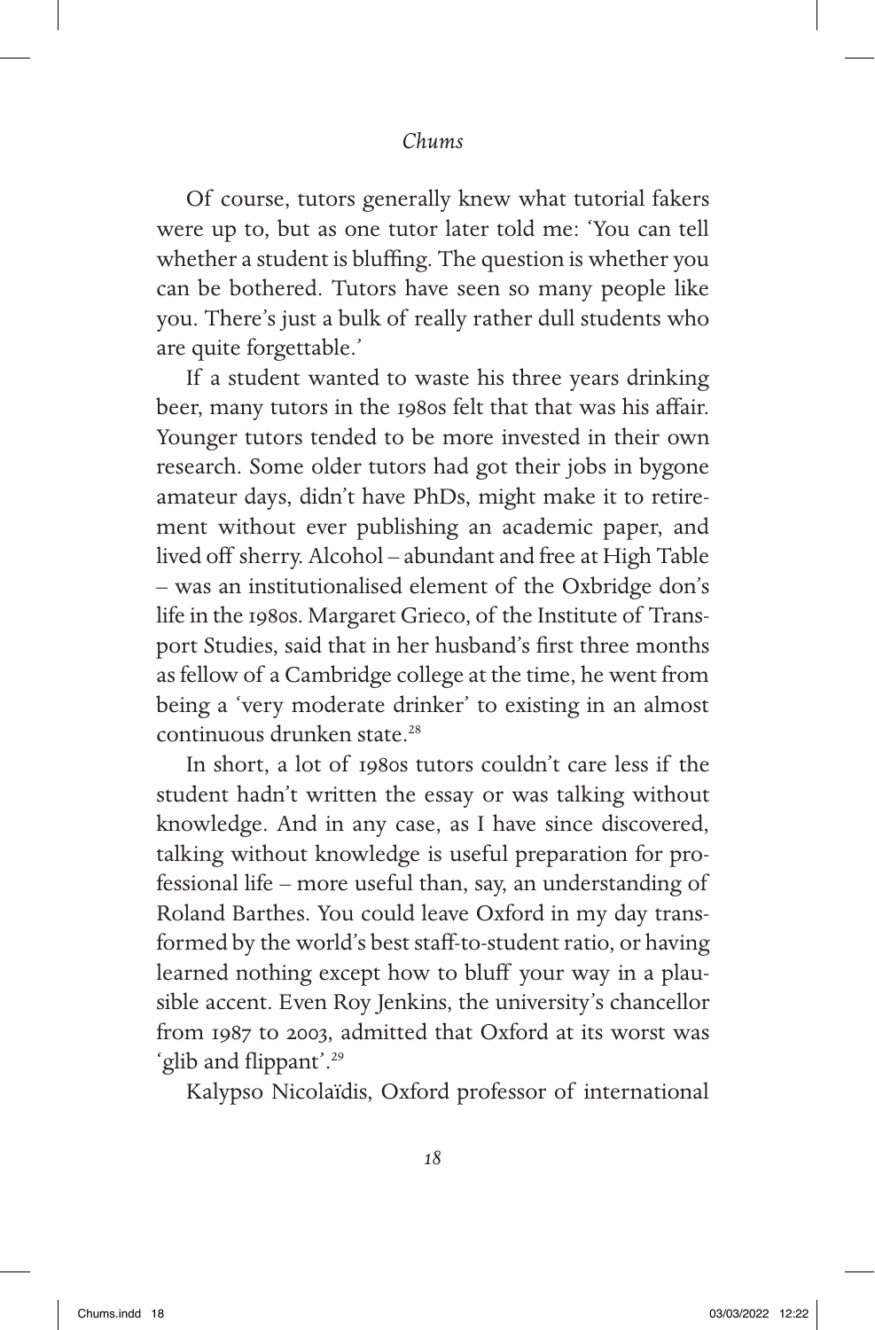Of course, tutors generally knew what tutorial fakers were up to, but as one tutor later told me: 'You can tell whether a student is bluffing. The question is whether you can be bothered. Tutors have seen so many people like you. There's just a bulk of really rather dull students who are quite forgettable.'

If a student wanted to waste his three years drinking beer, many tutors in the 1980s felt that that was his affair. Younger tutors tended to be more invested in their own research. Some older tutors had got their jobs in bygone amateur days, didn't have PhDs, might make it to retirement without ever publishing an academic paper, and lived off sherry. Alcohol – abundant and free at High Table – was an institutionalised element of the Oxbridge don's life in the 1980s. Margaret Grieco, of the Institute of Transport Studies, said that in her husband's first three months as fellow of a Cambridge college at the time, he went from being a 'very moderate drinker' to existing in an almost continuous drunken state.[28]

In short, a lot of 1980s tutors couldn't care less if the student hadn't written the essay or was talking without knowledge. And in any case, as I have since discovered, talking without knowledge is useful preparation for professional life – more useful than, say, an understanding of Roland Barthes. You could leave Oxford in my day transformed by the world's best staff-to-student ratio, or having learned nothing except how to bluff your way in a plausible accent. Even Roy Jenkins, the university's chancellor from 1987 to 2003, admitted that Oxford at its worst was 'glib and flippant'.[29]

Kalypso Nicolaïdis, Oxford professor of international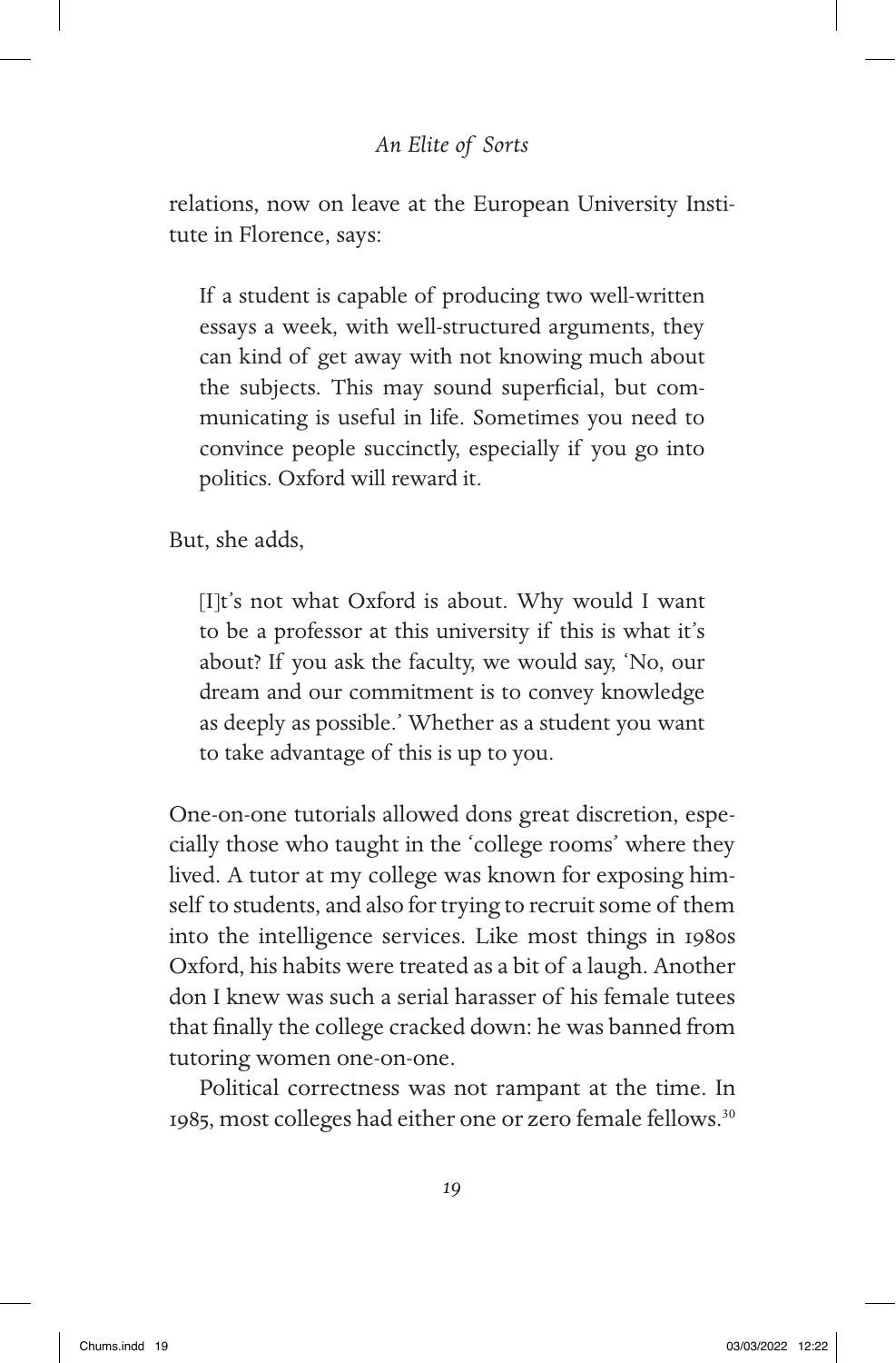relations, now on leave at the European University Institute in Florence, says:

> If a student is capable of producing two well-written essays a week, with well-structured arguments, they can kind of get away with not knowing much about the subjects. This may sound superficial, but communicating is useful in life. Sometimes you need to convince people succinctly, especially if you go into politics. Oxford will reward it.

But, she adds,

> [I]t's not what Oxford is about. Why would I want to be a professor at this university if this is what it's about? If you ask the faculty, we would say, 'No, our dream and our commitment is to convey knowledge as deeply as possible.' Whether as a student you want to take advantage of this is up to you.

One-on-one tutorials allowed dons great discretion, especially those who taught in the 'college rooms' where they lived. A tutor at my college was known for exposing himself to students, and also for trying to recruit some of them into the intelligence services. Like most things in 1980s Oxford, his habits were treated as a bit of a laugh. Another don I knew was such a serial harasser of his female tutees that finally the college cracked down: he was banned from tutoring women one-on-one.

Political correctness was not rampant at the time. In 1985, most colleges had either one or zero female fellows.[30]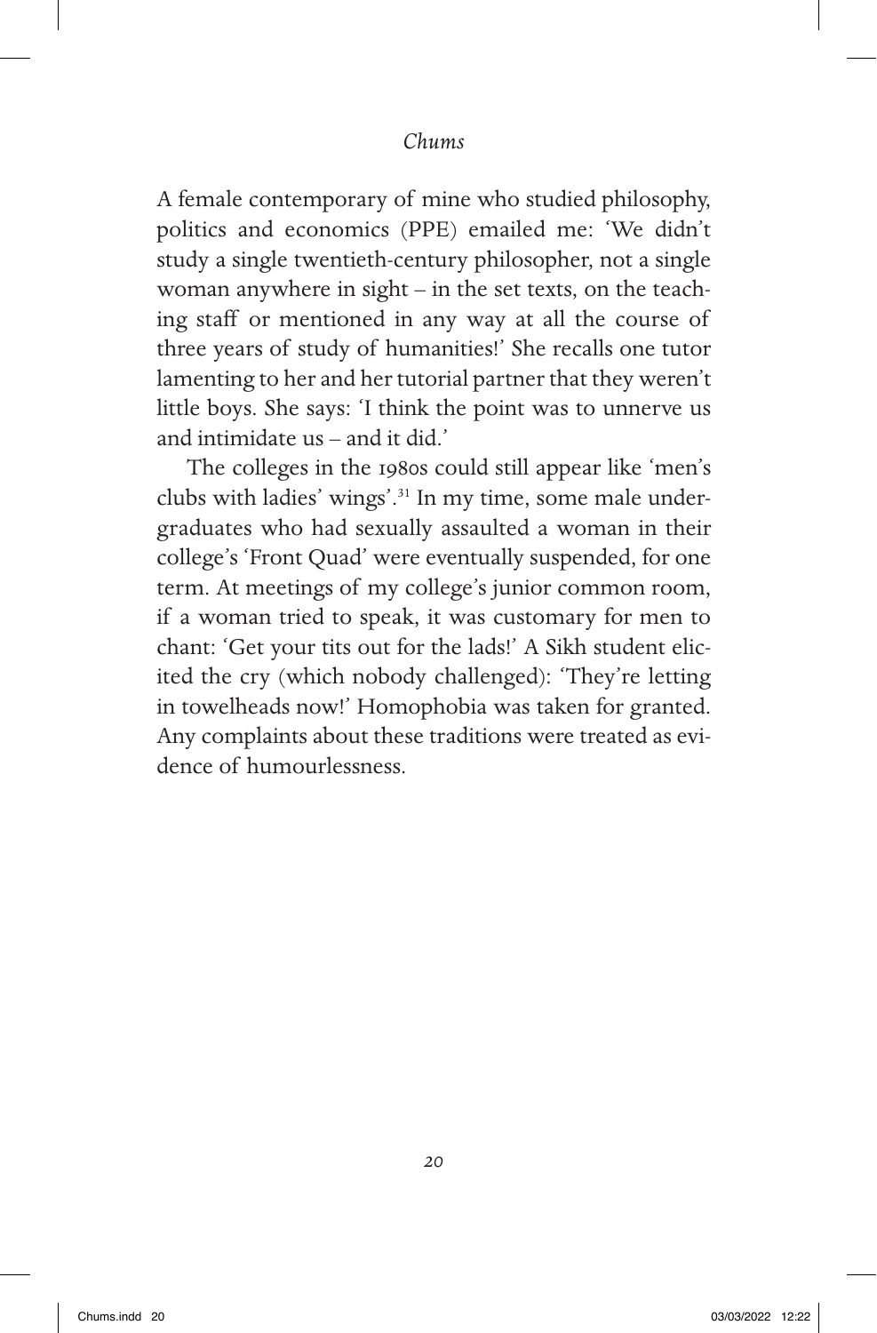A female contemporary of mine who studied philosophy, politics and economics (PPE) emailed me: 'We didn't study a single twentieth-century philosopher, not a single woman anywhere in sight – in the set texts, on the teaching staff or mentioned in any way at all the course of three years of study of humanities!' She recalls one tutor lamenting to her and her tutorial partner that they weren't little boys. She says: 'I think the point was to unnerve us and intimidate us – and it did.'

The colleges in the 1980s could still appear like 'men's clubs with ladies' wings'.[31] In my time, some male undergraduates who had sexually assaulted a woman in their college's 'Front Quad' were eventually suspended, for one term. At meetings of my college's junior common room, if a woman tried to speak, it was customary for men to chant: 'Get your tits out for the lads!' A Sikh student elicited the cry (which nobody challenged): 'They're letting in towelheads now!' Homophobia was taken for granted. Any complaints about these traditions were treated as evidence of humourlessness.